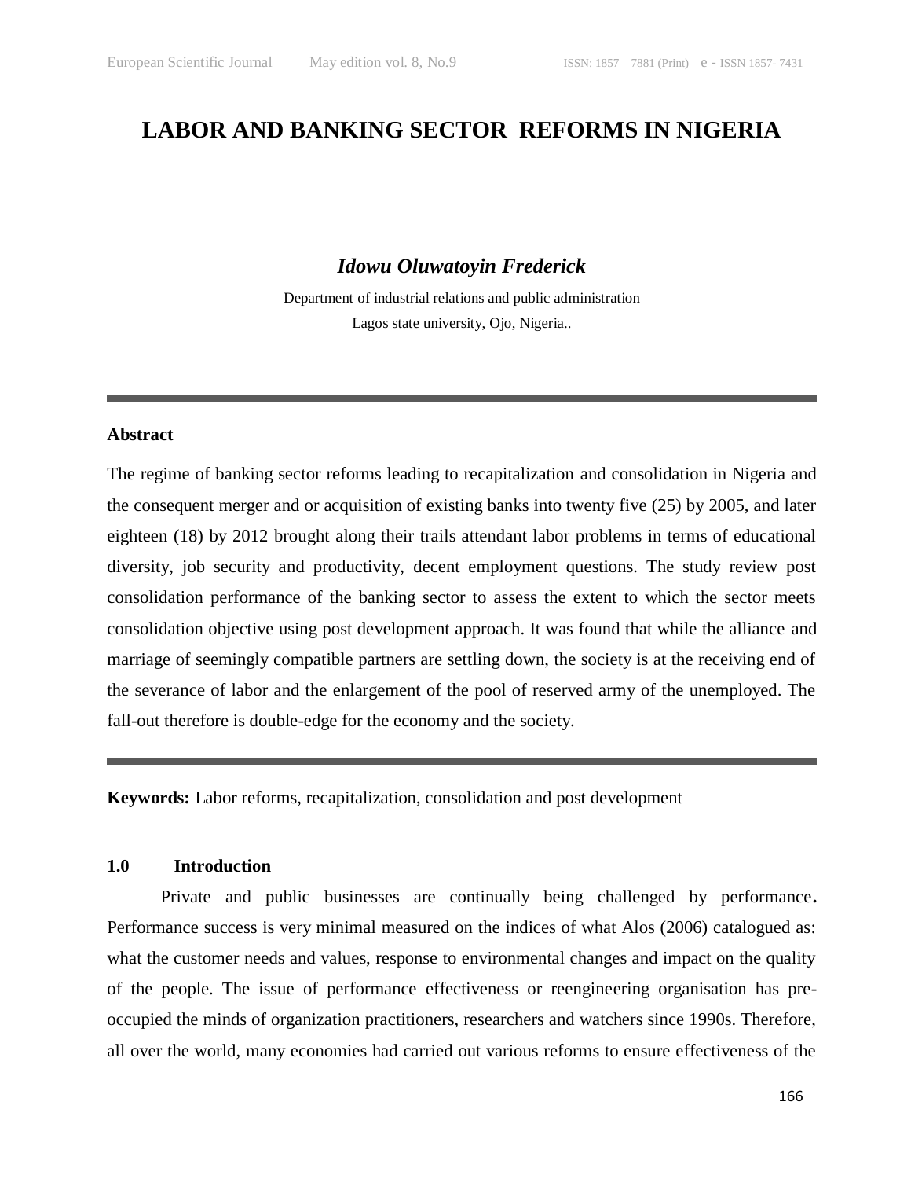# LABOR AND BANKING SECTOR REFORMS IN NIGERIA

***Idowu Oluwatoyin Frederick***

Department of industrial relations and public administration
Lagos state university, Ojo, Nigeria..

---

### Abstract

The regime of banking sector reforms leading to recapitalization and consolidation in Nigeria and the consequent merger and or acquisition of existing banks into twenty five (25) by 2005, and later eighteen (18) by 2012 brought along their trails attendant labor problems in terms of educational diversity, job security and productivity, decent employment questions. The study review post consolidation performance of the banking sector to assess the extent to which the sector meets consolidation objective using post development approach. It was found that while the alliance and marriage of seemingly compatible partners are settling down, the society is at the receiving end of the severance of labor and the enlargement of the pool of reserved army of the unemployed. The fall-out therefore is double-edge for the economy and the society.

---

**Keywords:** Labor reforms, recapitalization, consolidation and post development

## 1.0 Introduction

Private and public businesses are continually being challenged by performance. Performance success is very minimal measured on the indices of what Alos (2006) catalogued as: what the customer needs and values, response to environmental changes and impact on the quality of the people. The issue of performance effectiveness or reengineering organisation has pre-occupied the minds of organization practitioners, researchers and watchers since 1990s. Therefore, all over the world, many economies had carried out various reforms to ensure effectiveness of the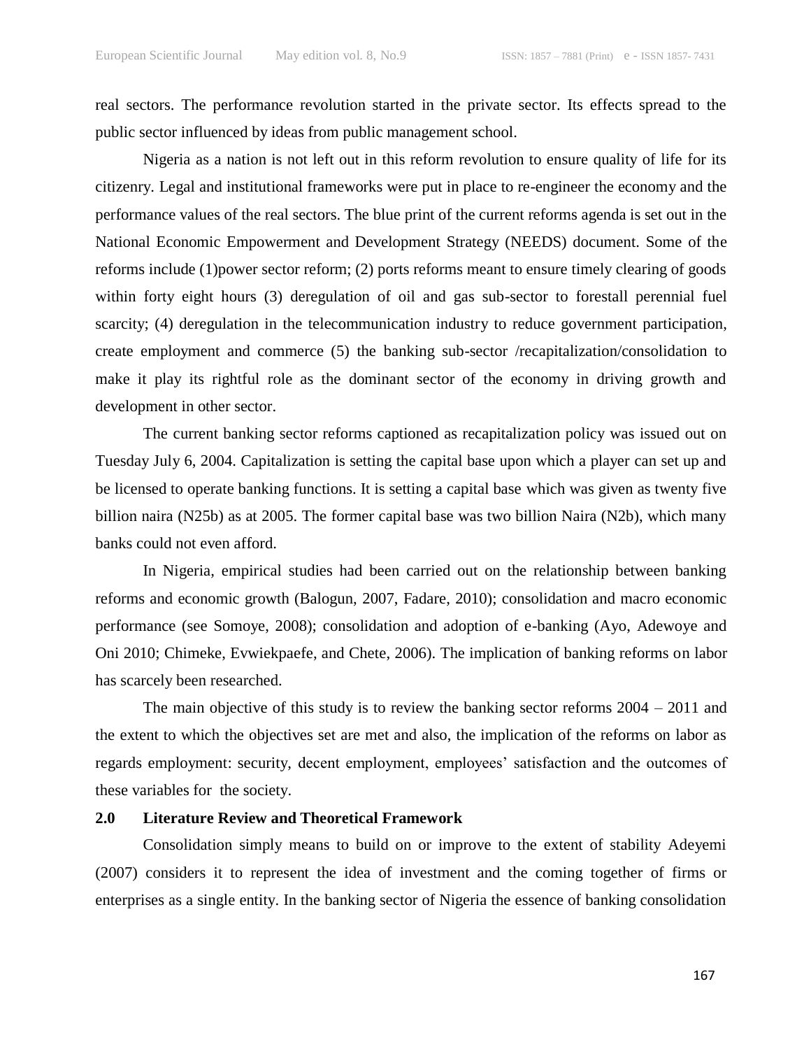real sectors. The performance revolution started in the private sector. Its effects spread to the public sector influenced by ideas from public management school.

Nigeria as a nation is not left out in this reform revolution to ensure quality of life for its citizenry. Legal and institutional frameworks were put in place to re-engineer the economy and the performance values of the real sectors. The blue print of the current reforms agenda is set out in the National Economic Empowerment and Development Strategy (NEEDS) document. Some of the reforms include (1)power sector reform; (2) ports reforms meant to ensure timely clearing of goods within forty eight hours (3) deregulation of oil and gas sub-sector to forestall perennial fuel scarcity; (4) deregulation in the telecommunication industry to reduce government participation, create employment and commerce (5) the banking sub-sector /recapitalization/consolidation to make it play its rightful role as the dominant sector of the economy in driving growth and development in other sector.

The current banking sector reforms captioned as recapitalization policy was issued out on Tuesday July 6, 2004. Capitalization is setting the capital base upon which a player can set up and be licensed to operate banking functions. It is setting a capital base which was given as twenty five billion naira (N25b) as at 2005. The former capital base was two billion Naira (N2b), which many banks could not even afford.

In Nigeria, empirical studies had been carried out on the relationship between banking reforms and economic growth (Balogun, 2007, Fadare, 2010); consolidation and macro economic performance (see Somoye, 2008); consolidation and adoption of e-banking (Ayo, Adewoye and Oni 2010; Chimeke, Evwiekpaefe, and Chete, 2006). The implication of banking reforms on labor has scarcely been researched.

The main objective of this study is to review the banking sector reforms 2004 – 2011 and the extent to which the objectives set are met and also, the implication of the reforms on labor as regards employment: security, decent employment, employees' satisfaction and the outcomes of these variables for the society.

## 2.0 Literature Review and Theoretical Framework

Consolidation simply means to build on or improve to the extent of stability Adeyemi (2007) considers it to represent the idea of investment and the coming together of firms or enterprises as a single entity. In the banking sector of Nigeria the essence of banking consolidation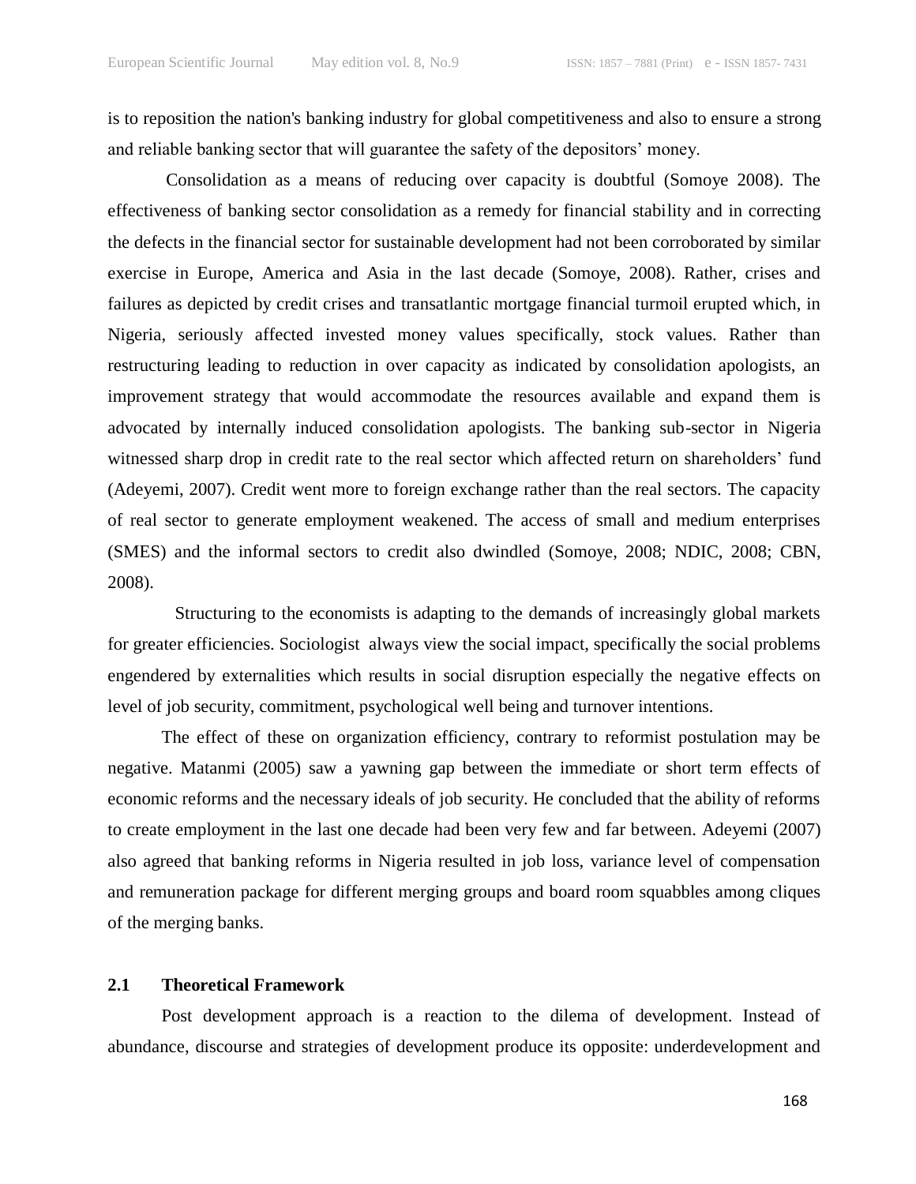is to reposition the nation's banking industry for global competitiveness and also to ensure a strong and reliable banking sector that will guarantee the safety of the depositors' money.

Consolidation as a means of reducing over capacity is doubtful (Somoye 2008). The effectiveness of banking sector consolidation as a remedy for financial stability and in correcting the defects in the financial sector for sustainable development had not been corroborated by similar exercise in Europe, America and Asia in the last decade (Somoye, 2008). Rather, crises and failures as depicted by credit crises and transatlantic mortgage financial turmoil erupted which, in Nigeria, seriously affected invested money values specifically, stock values. Rather than restructuring leading to reduction in over capacity as indicated by consolidation apologists, an improvement strategy that would accommodate the resources available and expand them is advocated by internally induced consolidation apologists. The banking sub-sector in Nigeria witnessed sharp drop in credit rate to the real sector which affected return on shareholders' fund (Adeyemi, 2007). Credit went more to foreign exchange rather than the real sectors. The capacity of real sector to generate employment weakened. The access of small and medium enterprises (SMES) and the informal sectors to credit also dwindled (Somoye, 2008; NDIC, 2008; CBN, 2008).

Structuring to the economists is adapting to the demands of increasingly global markets for greater efficiencies. Sociologist always view the social impact, specifically the social problems engendered by externalities which results in social disruption especially the negative effects on level of job security, commitment, psychological well being and turnover intentions.

The effect of these on organization efficiency, contrary to reformist postulation may be negative. Matanmi (2005) saw a yawning gap between the immediate or short term effects of economic reforms and the necessary ideals of job security. He concluded that the ability of reforms to create employment in the last one decade had been very few and far between. Adeyemi (2007) also agreed that banking reforms in Nigeria resulted in job loss, variance level of compensation and remuneration package for different merging groups and board room squabbles among cliques of the merging banks.

## 2.1 Theoretical Framework

Post development approach is a reaction to the dilema of development. Instead of abundance, discourse and strategies of development produce its opposite: underdevelopment and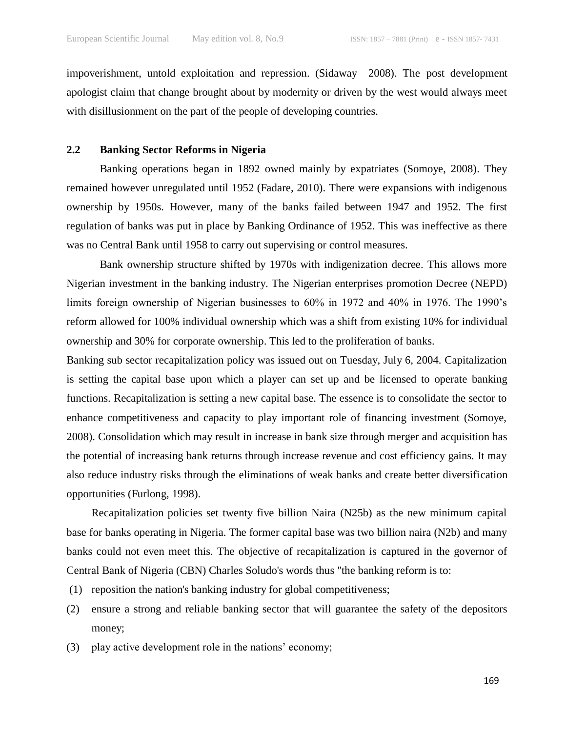impoverishment, untold exploitation and repression. (Sidaway 2008). The post development apologist claim that change brought about by modernity or driven by the west would always meet with disillusionment on the part of the people of developing countries.

## 2.2 Banking Sector Reforms in Nigeria

Banking operations began in 1892 owned mainly by expatriates (Somoye, 2008). They remained however unregulated until 1952 (Fadare, 2010). There were expansions with indigenous ownership by 1950s. However, many of the banks failed between 1947 and 1952. The first regulation of banks was put in place by Banking Ordinance of 1952. This was ineffective as there was no Central Bank until 1958 to carry out supervising or control measures.

Bank ownership structure shifted by 1970s with indigenization decree. This allows more Nigerian investment in the banking industry. The Nigerian enterprises promotion Decree (NEPD) limits foreign ownership of Nigerian businesses to 60% in 1972 and 40% in 1976. The 1990's reform allowed for 100% individual ownership which was a shift from existing 10% for individual ownership and 30% for corporate ownership. This led to the proliferation of banks.

Banking sub sector recapitalization policy was issued out on Tuesday, July 6, 2004. Capitalization is setting the capital base upon which a player can set up and be licensed to operate banking functions. Recapitalization is setting a new capital base. The essence is to consolidate the sector to enhance competitiveness and capacity to play important role of financing investment (Somoye, 2008). Consolidation which may result in increase in bank size through merger and acquisition has the potential of increasing bank returns through increase revenue and cost efficiency gains. It may also reduce industry risks through the eliminations of weak banks and create better diversification opportunities (Furlong, 1998).

Recapitalization policies set twenty five billion Naira (N25b) as the new minimum capital base for banks operating in Nigeria. The former capital base was two billion naira (N2b) and many banks could not even meet this. The objective of recapitalization is captured in the governor of Central Bank of Nigeria (CBN) Charles Soludo's words thus "the banking reform is to:

(1) reposition the nation's banking industry for global competitiveness;

(2) ensure a strong and reliable banking sector that will guarantee the safety of the depositors money;

(3) play active development role in the nations' economy;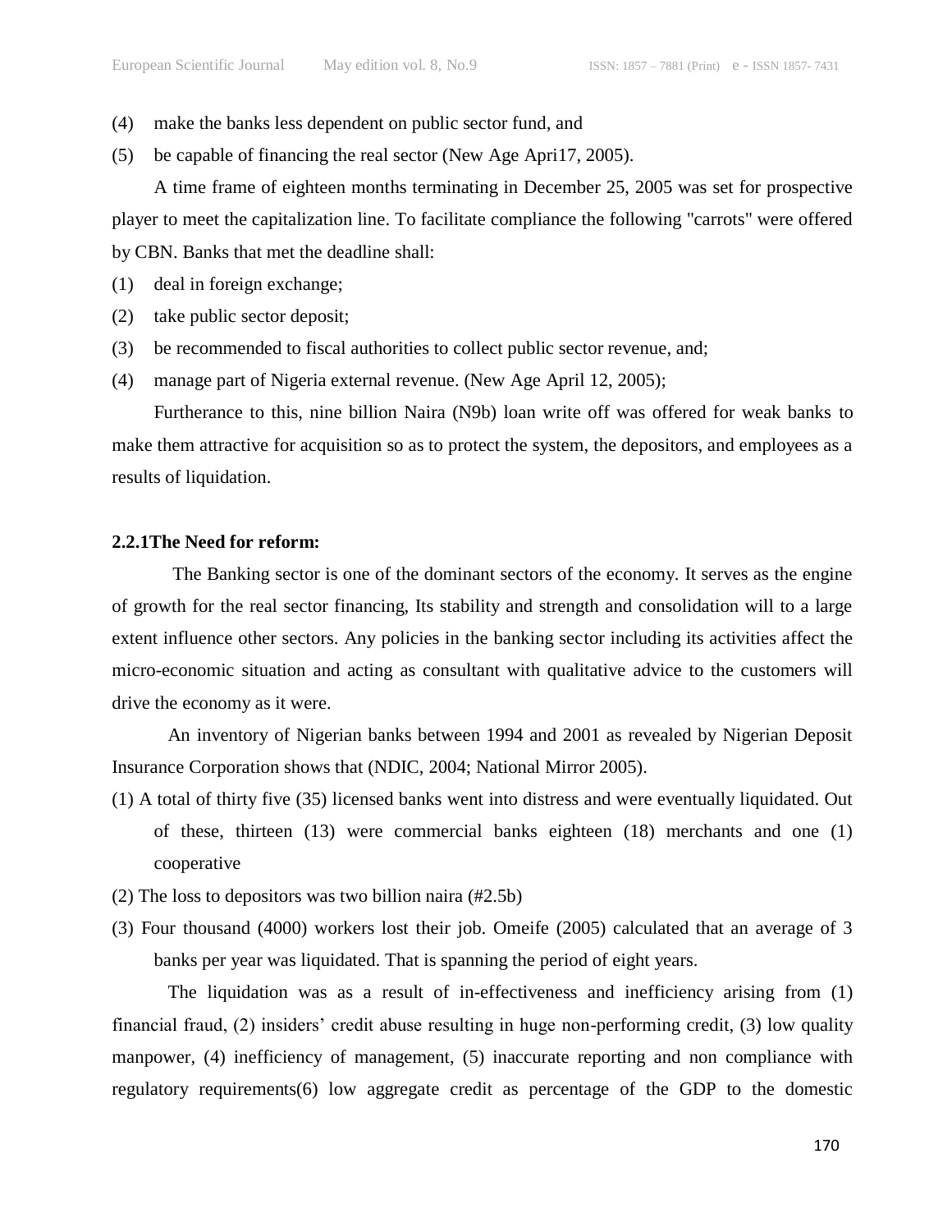(4) make the banks less dependent on public sector fund, and

(5) be capable of financing the real sector (New Age Apri17, 2005).

A time frame of eighteen months terminating in December 25, 2005 was set for prospective player to meet the capitalization line. To facilitate compliance the following "carrots" were offered by CBN. Banks that met the deadline shall:

(1) deal in foreign exchange;

(2) take public sector deposit;

(3) be recommended to fiscal authorities to collect public sector revenue, and;

(4) manage part of Nigeria external revenue. (New Age April 12, 2005);

Furtherance to this, nine billion Naira (N9b) loan write off was offered for weak banks to make them attractive for acquisition so as to protect the system, the depositors, and employees as a results of liquidation.

### 2.2.1The Need for reform:

The Banking sector is one of the dominant sectors of the economy. It serves as the engine of growth for the real sector financing, Its stability and strength and consolidation will to a large extent influence other sectors. Any policies in the banking sector including its activities affect the micro-economic situation and acting as consultant with qualitative advice to the customers will drive the economy as it were.

An inventory of Nigerian banks between 1994 and 2001 as revealed by Nigerian Deposit Insurance Corporation shows that (NDIC, 2004; National Mirror 2005).

(1) A total of thirty five (35) licensed banks went into distress and were eventually liquidated. Out of these, thirteen (13) were commercial banks eighteen (18) merchants and one (1) cooperative

(2) The loss to depositors was two billion naira (#2.5b)

(3) Four thousand (4000) workers lost their job. Omeife (2005) calculated that an average of 3 banks per year was liquidated. That is spanning the period of eight years.

The liquidation was as a result of in-effectiveness and inefficiency arising from (1) financial fraud, (2) insiders' credit abuse resulting in huge non-performing credit, (3) low quality manpower, (4) inefficiency of management, (5) inaccurate reporting and non compliance with regulatory requirements(6) low aggregate credit as percentage of the GDP to the domestic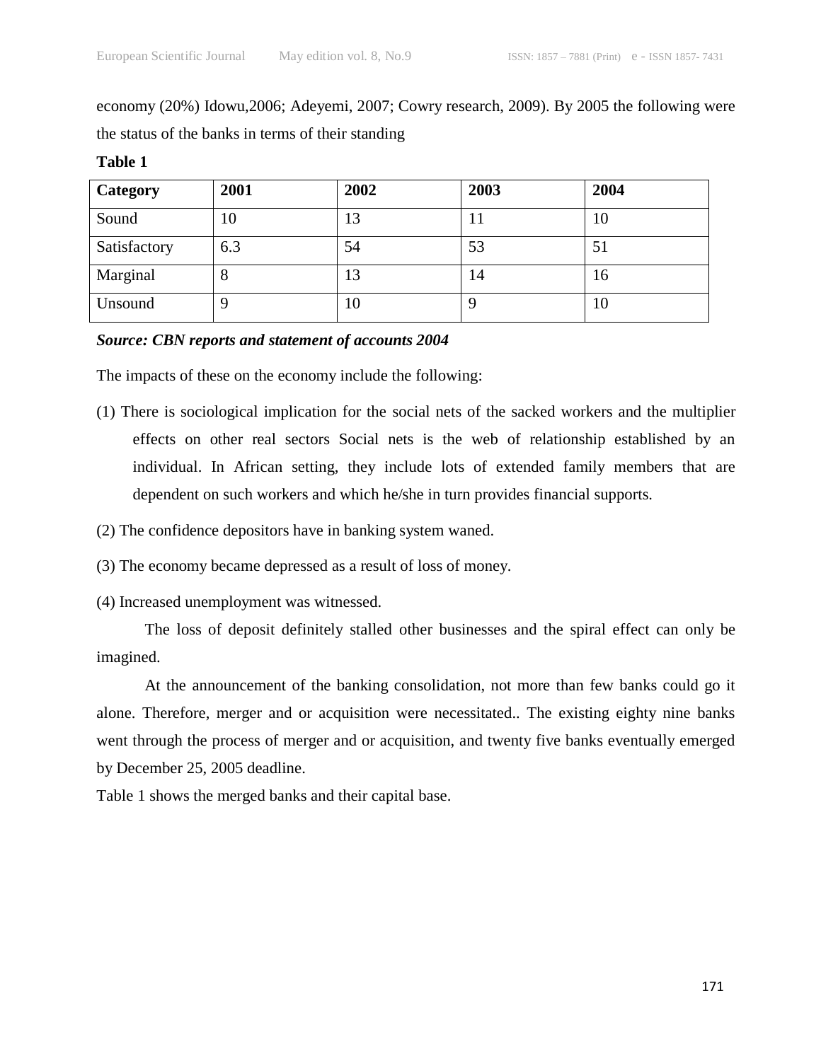economy (20%) Idowu,2006; Adeyemi, 2007; Cowry research, 2009). By 2005 the following were the status of the banks in terms of their standing

**Table 1**

| **Category** | **2001** | **2002** | **2003** | **2004** |
| --- | --- | --- | --- | --- |
| Sound | 10 | 13 | 11 | 10 |
| Satisfactory | 6.3 | 54 | 53 | 51 |
| Marginal | 8 | 13 | 14 | 16 |
| Unsound | 9 | 10 | 9 | 10 |

***Source: CBN reports and statement of accounts 2004***

The impacts of these on the economy include the following:

(1) There is sociological implication for the social nets of the sacked workers and the multiplier effects on other real sectors Social nets is the web of relationship established by an individual. In African setting, they include lots of extended family members that are dependent on such workers and which he/she in turn provides financial supports.

(2) The confidence depositors have in banking system waned.

(3) The economy became depressed as a result of loss of money.

(4) Increased unemployment was witnessed.

The loss of deposit definitely stalled other businesses and the spiral effect can only be imagined.

At the announcement of the banking consolidation, not more than few banks could go it alone. Therefore, merger and or acquisition were necessitated.. The existing eighty nine banks went through the process of merger and or acquisition, and twenty five banks eventually emerged by December 25, 2005 deadline.

Table 1 shows the merged banks and their capital base.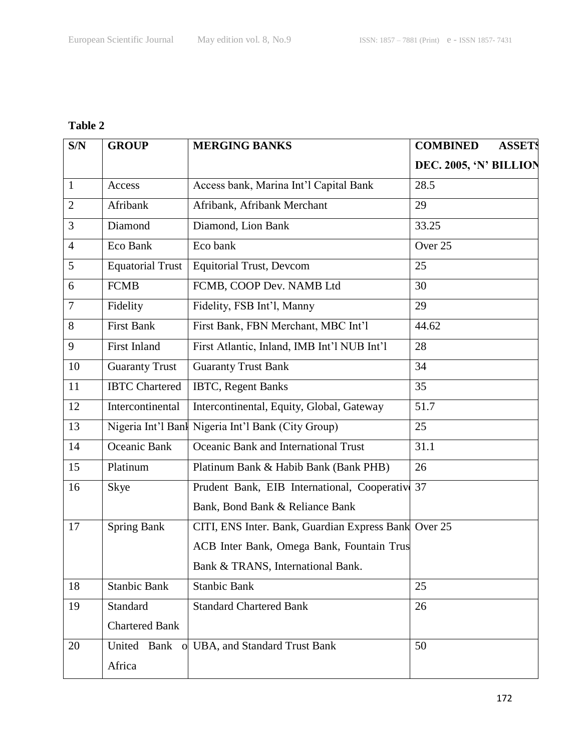**Table 2**

| S/N | GROUP | MERGING BANKS | COMBINED ASSETS DEC. 2005, 'N' BILLION |
|---|---|---|---|
| 1 | Access | Access bank, Marina Int'l Capital Bank | 28.5 |
| 2 | Afribank | Afribank, Afribank Merchant | 29 |
| 3 | Diamond | Diamond, Lion Bank | 33.25 |
| 4 | Eco Bank | Eco bank | Over 25 |
| 5 | Equatorial Trust | Equitorial Trust, Devcom | 25 |
| 6 | FCMB | FCMB, COOP Dev. NAMB Ltd | 30 |
| 7 | Fidelity | Fidelity, FSB Int'l, Manny | 29 |
| 8 | First Bank | First Bank, FBN Merchant, MBC Int'l | 44.62 |
| 9 | First Inland | First Atlantic, Inland, IMB Int'l NUB Int'l | 28 |
| 10 | Guaranty Trust | Guaranty Trust Bank | 34 |
| 11 | IBTC Chartered | IBTC, Regent Banks | 35 |
| 12 | Intercontinental | Intercontinental, Equity, Global, Gateway | 51.7 |
| 13 | Nigeria Int'l Bank | Nigeria Int'l Bank (City Group) | 25 |
| 14 | Oceanic Bank | Oceanic Bank and International Trust | 31.1 |
| 15 | Platinum | Platinum Bank & Habib Bank (Bank PHB) | 26 |
| 16 | Skye | Prudent Bank, EIB International, Cooperative Bank, Bond Bank & Reliance Bank | 37 |
| 17 | Spring Bank | CITI, ENS Inter. Bank, Guardian Express Bank ACB Inter Bank, Omega Bank, Fountain Trust Bank & TRANS, International Bank. | Over 25 |
| 18 | Stanbic Bank | Stanbic Bank | 25 |
| 19 | Standard Chartered Bank | Standard Chartered Bank | 26 |
| 20 | United Bank of Africa | UBA, and Standard Trust Bank | 50 |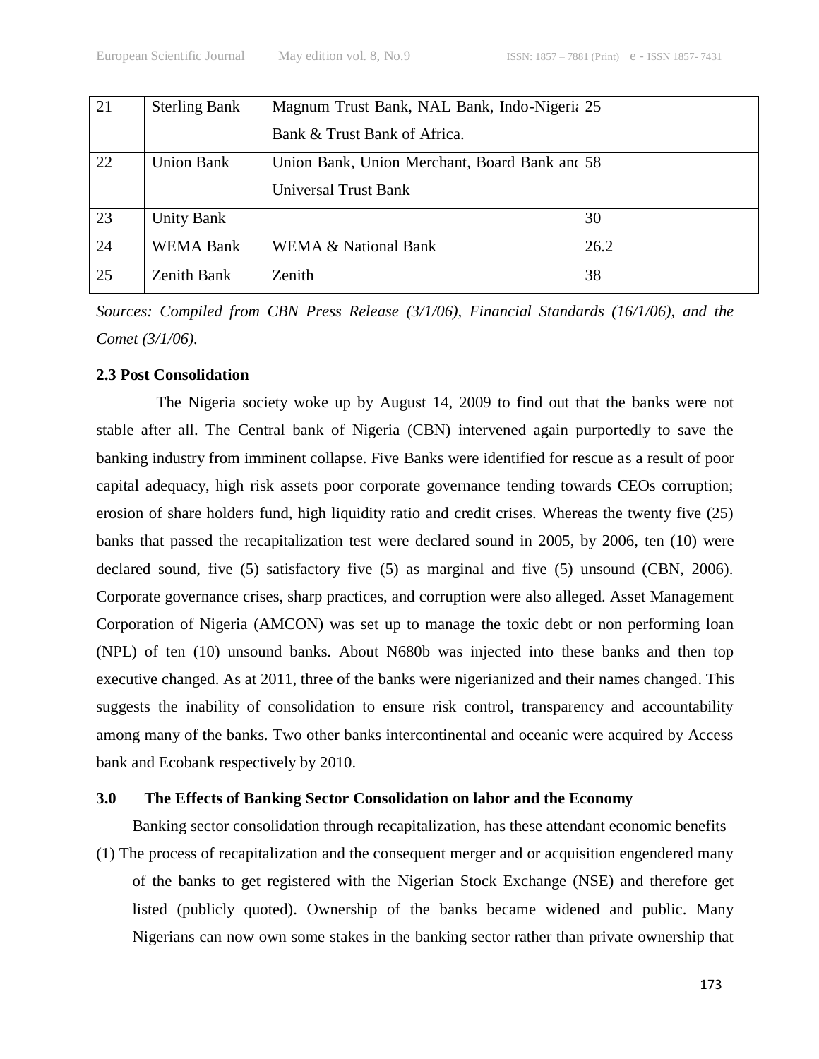| 21 | Sterling Bank | Magnum Trust Bank, NAL Bank, Indo-Nigeria Bank & Trust Bank of Africa. | 25 |
|---|---|---|---|
| 22 | Union Bank | Union Bank, Union Merchant, Board Bank and Universal Trust Bank | 58 |
| 23 | Unity Bank | | 30 |
| 24 | WEMA Bank | WEMA & National Bank | 26.2 |
| 25 | Zenith Bank | Zenith | 38 |

*Sources: Compiled from CBN Press Release (3/1/06), Financial Standards (16/1/06), and the Comet (3/1/06).*

**2.3 Post Consolidation**

The Nigeria society woke up by August 14, 2009 to find out that the banks were not stable after all. The Central bank of Nigeria (CBN) intervened again purportedly to save the banking industry from imminent collapse. Five Banks were identified for rescue as a result of poor capital adequacy, high risk assets poor corporate governance tending towards CEOs corruption; erosion of share holders fund, high liquidity ratio and credit crises. Whereas the twenty five (25) banks that passed the recapitalization test were declared sound in 2005, by 2006, ten (10) were declared sound, five (5) satisfactory five (5) as marginal and five (5) unsound (CBN, 2006). Corporate governance crises, sharp practices, and corruption were also alleged. Asset Management Corporation of Nigeria (AMCON) was set up to manage the toxic debt or non performing loan (NPL) of ten (10) unsound banks. About N680b was injected into these banks and then top executive changed. As at 2011, three of the banks were nigerianized and their names changed. This suggests the inability of consolidation to ensure risk control, transparency and accountability among many of the banks. Two other banks intercontinental and oceanic were acquired by Access bank and Ecobank respectively by 2010.

**3.0 The Effects of Banking Sector Consolidation on labor and the Economy**

Banking sector consolidation through recapitalization, has these attendant economic benefits

(1) The process of recapitalization and the consequent merger and or acquisition engendered many of the banks to get registered with the Nigerian Stock Exchange (NSE) and therefore get listed (publicly quoted). Ownership of the banks became widened and public. Many Nigerians can now own some stakes in the banking sector rather than private ownership that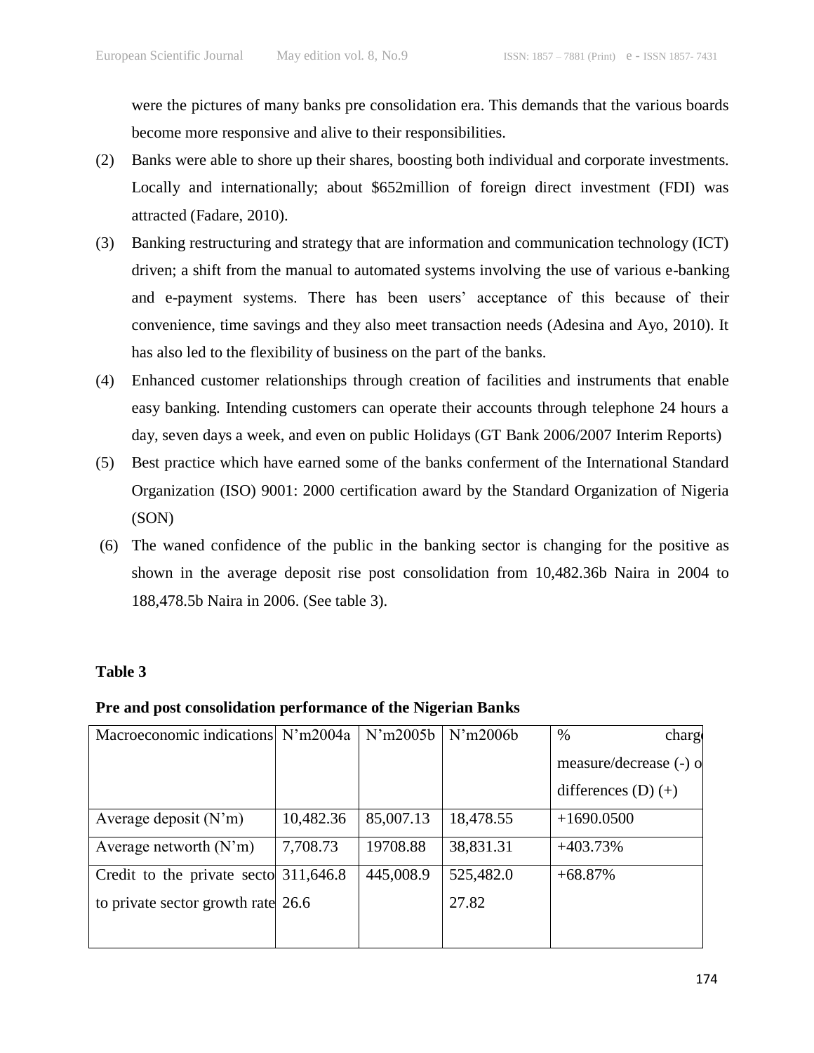were the pictures of many banks pre consolidation era. This demands that the various boards become more responsive and alive to their responsibilities.

(2) Banks were able to shore up their shares, boosting both individual and corporate investments. Locally and internationally; about $652million of foreign direct investment (FDI) was attracted (Fadare, 2010).

(3) Banking restructuring and strategy that are information and communication technology (ICT) driven; a shift from the manual to automated systems involving the use of various e-banking and e-payment systems. There has been users' acceptance of this because of their convenience, time savings and they also meet transaction needs (Adesina and Ayo, 2010). It has also led to the flexibility of business on the part of the banks.

(4) Enhanced customer relationships through creation of facilities and instruments that enable easy banking. Intending customers can operate their accounts through telephone 24 hours a day, seven days a week, and even on public Holidays (GT Bank 2006/2007 Interim Reports)

(5) Best practice which have earned some of the banks conferment of the International Standard Organization (ISO) 9001: 2000 certification award by the Standard Organization of Nigeria (SON)

(6) The waned confidence of the public in the banking sector is changing for the positive as shown in the average deposit rise post consolidation from 10,482.36b Naira in 2004 to 188,478.5b Naira in 2006. (See table 3).

**Table 3**

**Pre and post consolidation performance of the Nigerian Banks**

| Macroeconomic indications | N'm2004a | N'm2005b | N'm2006b | % charg measure/decrease (-) o differences (D) (+) |
|---|---|---|---|---|
| Average deposit (N'm) | 10,482.36 | 85,007.13 | 18,478.55 | +1690.0500 |
| Average networth (N'm) | 7,708.73 | 19708.88 | 38,831.31 | +403.73% |
| Credit to the private secto to private sector growth rate | 311,646.8 26.6 | 445,008.9 | 525,482.0 27.82 | +68.87% |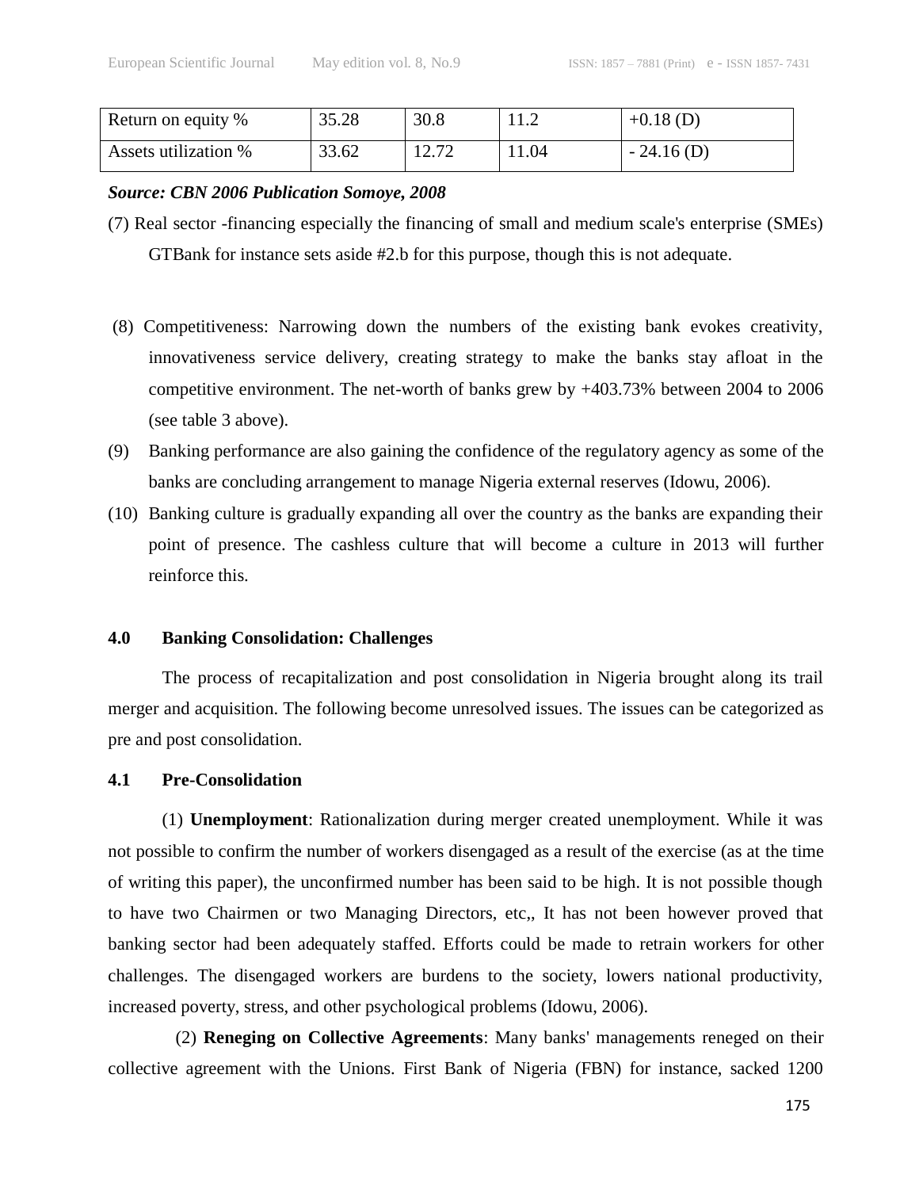| Return on equity % | 35.28 | 30.8 | 11.2 | +0.18 (D) |
|---|---|---|---|---|
| Assets utilization % | 33.62 | 12.72 | 11.04 | - 24.16 (D) |

***Source: CBN 2006 Publication Somoye, 2008***

(7) Real sector -financing especially the financing of small and medium scale's enterprise (SMEs) GTBank for instance sets aside #2.b for this purpose, though this is not adequate.

(8) Competitiveness: Narrowing down the numbers of the existing bank evokes creativity, innovativeness service delivery, creating strategy to make the banks stay afloat in the competitive environment. The net-worth of banks grew by +403.73% between 2004 to 2006 (see table 3 above).

(9) Banking performance are also gaining the confidence of the regulatory agency as some of the banks are concluding arrangement to manage Nigeria external reserves (Idowu, 2006).

(10) Banking culture is gradually expanding all over the country as the banks are expanding their point of presence. The cashless culture that will become a culture in 2013 will further reinforce this.

## 4.0 Banking Consolidation: Challenges

The process of recapitalization and post consolidation in Nigeria brought along its trail merger and acquisition. The following become unresolved issues. The issues can be categorized as pre and post consolidation.

### 4.1 Pre-Consolidation

(1) **Unemployment**: Rationalization during merger created unemployment. While it was not possible to confirm the number of workers disengaged as a result of the exercise (as at the time of writing this paper), the unconfirmed number has been said to be high. It is not possible though to have two Chairmen or two Managing Directors, etc,, It has not been however proved that banking sector had been adequately staffed. Efforts could be made to retrain workers for other challenges. The disengaged workers are burdens to the society, lowers national productivity, increased poverty, stress, and other psychological problems (Idowu, 2006).

(2) **Reneging on Collective Agreements**: Many banks' managements reneged on their collective agreement with the Unions. First Bank of Nigeria (FBN) for instance, sacked 1200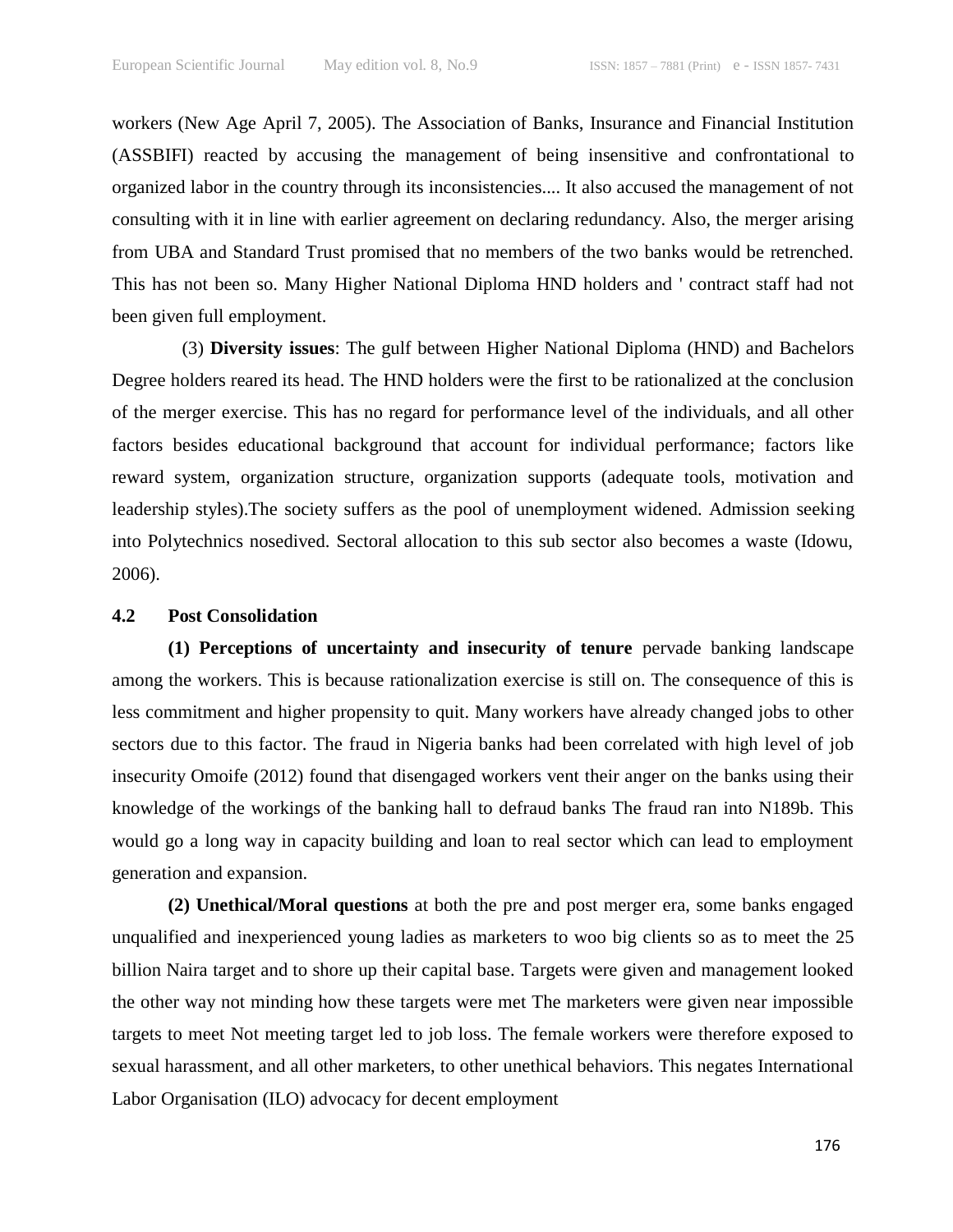workers (New Age April 7, 2005). The Association of Banks, Insurance and Financial Institution (ASSBIFI) reacted by accusing the management of being insensitive and confrontational to organized labor in the country through its inconsistencies.... It also accused the management of not consulting with it in line with earlier agreement on declaring redundancy. Also, the merger arising from UBA and Standard Trust promised that no members of the two banks would be retrenched. This has not been so. Many Higher National Diploma HND holders and ' contract staff had not been given full employment.

(3) **Diversity issues**: The gulf between Higher National Diploma (HND) and Bachelors Degree holders reared its head. The HND holders were the first to be rationalized at the conclusion of the merger exercise. This has no regard for performance level of the individuals, and all other factors besides educational background that account for individual performance; factors like reward system, organization structure, organization supports (adequate tools, motivation and leadership styles).The society suffers as the pool of unemployment widened. Admission seeking into Polytechnics nosedived. Sectoral allocation to this sub sector also becomes a waste (Idowu, 2006).

### 4.2 Post Consolidation

**(1) Perceptions of uncertainty and insecurity of tenure** pervade banking landscape among the workers. This is because rationalization exercise is still on. The consequence of this is less commitment and higher propensity to quit. Many workers have already changed jobs to other sectors due to this factor. The fraud in Nigeria banks had been correlated with high level of job insecurity Omoife (2012) found that disengaged workers vent their anger on the banks using their knowledge of the workings of the banking hall to defraud banks The fraud ran into N189b. This would go a long way in capacity building and loan to real sector which can lead to employment generation and expansion.

**(2) Unethical/Moral questions** at both the pre and post merger era, some banks engaged unqualified and inexperienced young ladies as marketers to woo big clients so as to meet the 25 billion Naira target and to shore up their capital base. Targets were given and management looked the other way not minding how these targets were met The marketers were given near impossible targets to meet Not meeting target led to job loss. The female workers were therefore exposed to sexual harassment, and all other marketers, to other unethical behaviors. This negates International Labor Organisation (ILO) advocacy for decent employment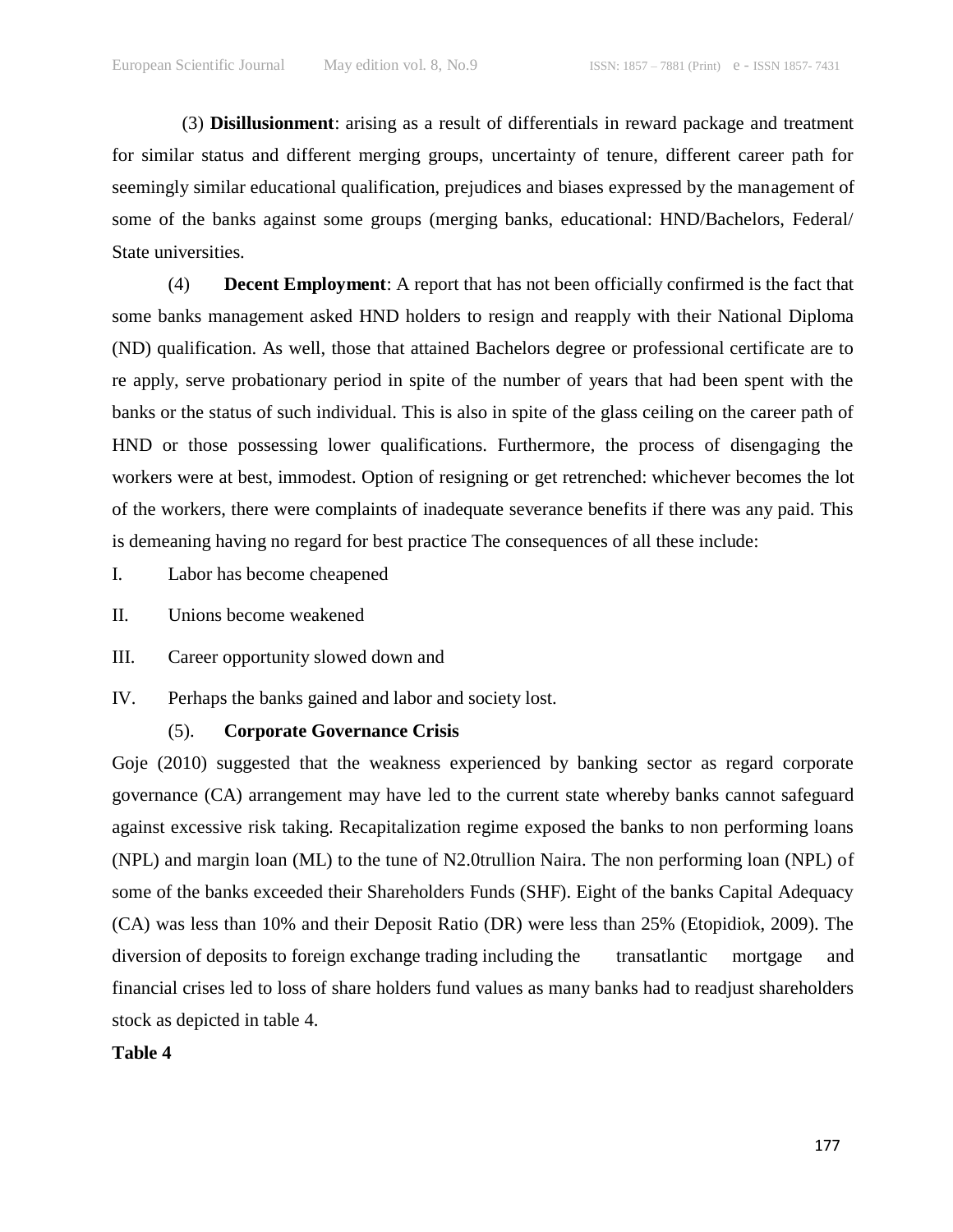(3) **Disillusionment**: arising as a result of differentials in reward package and treatment for similar status and different merging groups, uncertainty of tenure, different career path for seemingly similar educational qualification, prejudices and biases expressed by the management of some of the banks against some groups (merging banks, educational: HND/Bachelors, Federal/ State universities.

(4) **Decent Employment**: A report that has not been officially confirmed is the fact that some banks management asked HND holders to resign and reapply with their National Diploma (ND) qualification. As well, those that attained Bachelors degree or professional certificate are to re apply, serve probationary period in spite of the number of years that had been spent with the banks or the status of such individual. This is also in spite of the glass ceiling on the career path of HND or those possessing lower qualifications. Furthermore, the process of disengaging the workers were at best, immodest. Option of resigning or get retrenched: whichever becomes the lot of the workers, there were complaints of inadequate severance benefits if there was any paid. This is demeaning having no regard for best practice The consequences of all these include:

I. Labor has become cheapened

II. Unions become weakened

III. Career opportunity slowed down and

IV. Perhaps the banks gained and labor and society lost.

(5). **Corporate Governance Crisis**

Goje (2010) suggested that the weakness experienced by banking sector as regard corporate governance (CA) arrangement may have led to the current state whereby banks cannot safeguard against excessive risk taking. Recapitalization regime exposed the banks to non performing loans (NPL) and margin loan (ML) to the tune of N2.0trullion Naira. The non performing loan (NPL) of some of the banks exceeded their Shareholders Funds (SHF). Eight of the banks Capital Adequacy (CA) was less than 10% and their Deposit Ratio (DR) were less than 25% (Etopidiok, 2009). The diversion of deposits to foreign exchange trading including the transatlantic mortgage and financial crises led to loss of share holders fund values as many banks had to readjust shareholders stock as depicted in table 4.

**Table 4**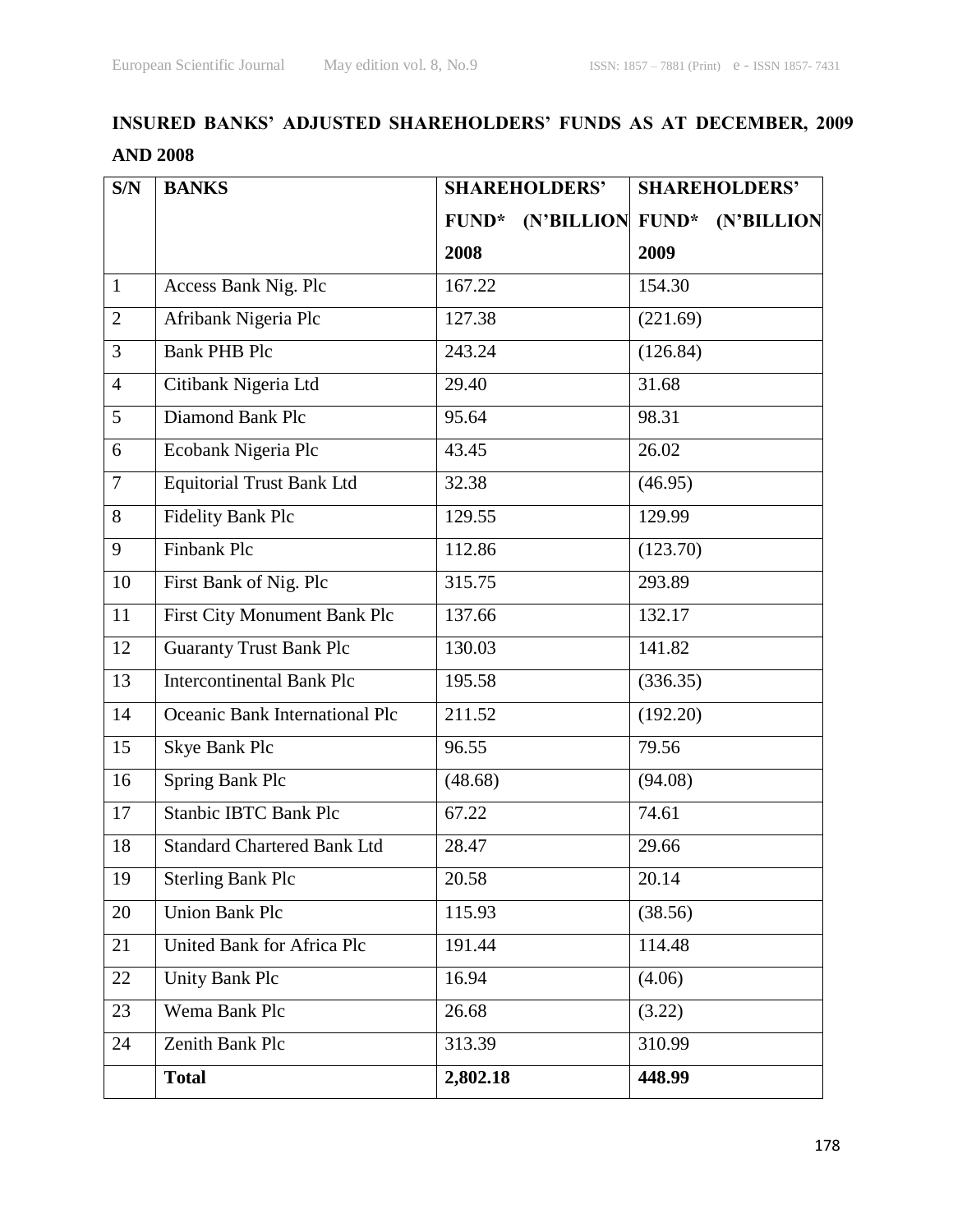**INSURED BANKS' ADJUSTED SHAREHOLDERS' FUNDS AS AT DECEMBER, 2009 AND 2008**

| S/N | BANKS | SHAREHOLDERS' FUND* (N'BILLION 2008 | SHAREHOLDERS' FUND* (N'BILLION 2009 |
|---|---|---|---|
| 1 | Access Bank Nig. Plc | 167.22 | 154.30 |
| 2 | Afribank Nigeria Plc | 127.38 | (221.69) |
| 3 | Bank PHB Plc | 243.24 | (126.84) |
| 4 | Citibank Nigeria Ltd | 29.40 | 31.68 |
| 5 | Diamond Bank Plc | 95.64 | 98.31 |
| 6 | Ecobank Nigeria Plc | 43.45 | 26.02 |
| 7 | Equitorial Trust Bank Ltd | 32.38 | (46.95) |
| 8 | Fidelity Bank Plc | 129.55 | 129.99 |
| 9 | Finbank Plc | 112.86 | (123.70) |
| 10 | First Bank of Nig. Plc | 315.75 | 293.89 |
| 11 | First City Monument Bank Plc | 137.66 | 132.17 |
| 12 | Guaranty Trust Bank Plc | 130.03 | 141.82 |
| 13 | Intercontinental Bank Plc | 195.58 | (336.35) |
| 14 | Oceanic Bank International Plc | 211.52 | (192.20) |
| 15 | Skye Bank Plc | 96.55 | 79.56 |
| 16 | Spring Bank Plc | (48.68) | (94.08) |
| 17 | Stanbic IBTC Bank Plc | 67.22 | 74.61 |
| 18 | Standard Chartered Bank Ltd | 28.47 | 29.66 |
| 19 | Sterling Bank Plc | 20.58 | 20.14 |
| 20 | Union Bank Plc | 115.93 | (38.56) |
| 21 | United Bank for Africa Plc | 191.44 | 114.48 |
| 22 | Unity Bank Plc | 16.94 | (4.06) |
| 23 | Wema Bank Plc | 26.68 | (3.22) |
| 24 | Zenith Bank Plc | 313.39 | 310.99 |
| | **Total** | **2,802.18** | **448.99** |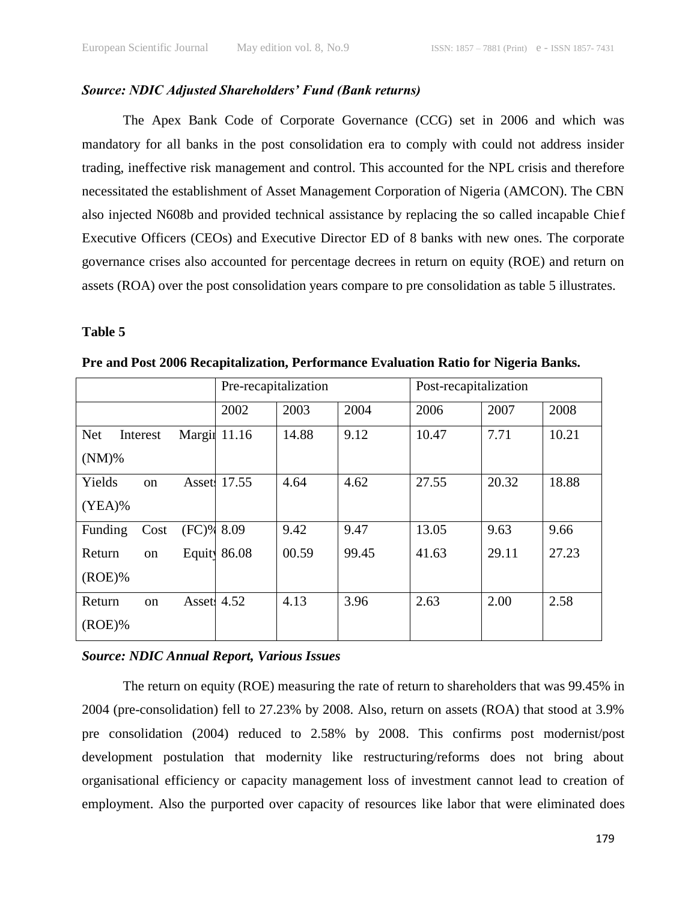***Source: NDIC Adjusted Shareholders' Fund (Bank returns)***

The Apex Bank Code of Corporate Governance (CCG) set in 2006 and which was mandatory for all banks in the post consolidation era to comply with could not address insider trading, ineffective risk management and control. This accounted for the NPL crisis and therefore necessitated the establishment of Asset Management Corporation of Nigeria (AMCON). The CBN also injected N608b and provided technical assistance by replacing the so called incapable Chief Executive Officers (CEOs) and Executive Director ED of 8 banks with new ones. The corporate governance crises also accounted for percentage decrees in return on equity (ROE) and return on assets (ROA) over the post consolidation years compare to pre consolidation as table 5 illustrates.

**Table 5**

**Pre and Post 2006 Recapitalization, Performance Evaluation Ratio for Nigeria Banks.**

| | Pre-recapitalization | | | Post-recapitalization | | |
|---|---|---|---|---|---|---|
| | 2002 | 2003 | 2004 | 2006 | 2007 | 2008 |
| Net Interest Margin (NM)% | 11.16 | 14.88 | 9.12 | 10.47 | 7.71 | 10.21 |
| Yields on Assets (YEA)% | 17.55 | 4.64 | 4.62 | 27.55 | 20.32 | 18.88 |
| Funding Cost (FC)% | 8.09 | 9.42 | 9.47 | 13.05 | 9.63 | 9.66 |
| Return on Equity (ROE)% | 86.08 | 00.59 | 99.45 | 41.63 | 29.11 | 27.23 |
| Return on Assets (ROE)% | 4.52 | 4.13 | 3.96 | 2.63 | 2.00 | 2.58 |

***Source: NDIC Annual Report, Various Issues***

The return on equity (ROE) measuring the rate of return to shareholders that was 99.45% in 2004 (pre-consolidation) fell to 27.23% by 2008. Also, return on assets (ROA) that stood at 3.9% pre consolidation (2004) reduced to 2.58% by 2008. This confirms post modernist/post development postulation that modernity like restructuring/reforms does not bring about organisational efficiency or capacity management loss of investment cannot lead to creation of employment. Also the purported over capacity of resources like labor that were eliminated does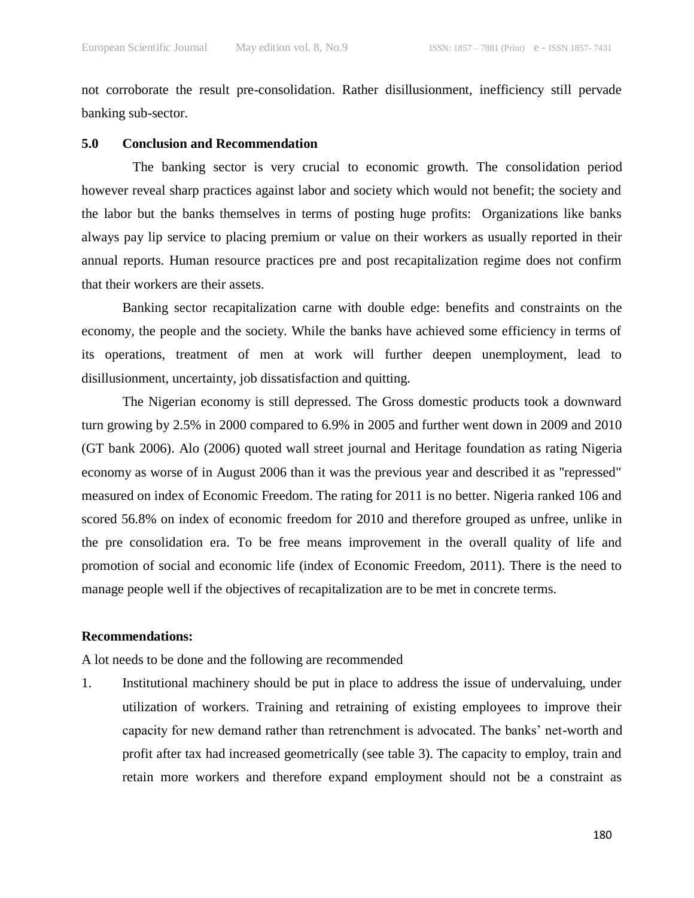not corroborate the result pre-consolidation. Rather disillusionment, inefficiency still pervade banking sub-sector.

## 5.0 Conclusion and Recommendation

The banking sector is very crucial to economic growth. The consolidation period however reveal sharp practices against labor and society which would not benefit; the society and the labor but the banks themselves in terms of posting huge profits: Organizations like banks always pay lip service to placing premium or value on their workers as usually reported in their annual reports. Human resource practices pre and post recapitalization regime does not confirm that their workers are their assets.

Banking sector recapitalization carne with double edge: benefits and constraints on the economy, the people and the society. While the banks have achieved some efficiency in terms of its operations, treatment of men at work will further deepen unemployment, lead to disillusionment, uncertainty, job dissatisfaction and quitting.

The Nigerian economy is still depressed. The Gross domestic products took a downward turn growing by 2.5% in 2000 compared to 6.9% in 2005 and further went down in 2009 and 2010 (GT bank 2006). Alo (2006) quoted wall street journal and Heritage foundation as rating Nigeria economy as worse of in August 2006 than it was the previous year and described it as "repressed" measured on index of Economic Freedom. The rating for 2011 is no better. Nigeria ranked 106 and scored 56.8% on index of economic freedom for 2010 and therefore grouped as unfree, unlike in the pre consolidation era. To be free means improvement in the overall quality of life and promotion of social and economic life (index of Economic Freedom, 2011). There is the need to manage people well if the objectives of recapitalization are to be met in concrete terms.

**Recommendations:**

A lot needs to be done and the following are recommended

1. Institutional machinery should be put in place to address the issue of undervaluing, under utilization of workers. Training and retraining of existing employees to improve their capacity for new demand rather than retrenchment is advocated. The banks' net-worth and profit after tax had increased geometrically (see table 3). The capacity to employ, train and retain more workers and therefore expand employment should not be a constraint as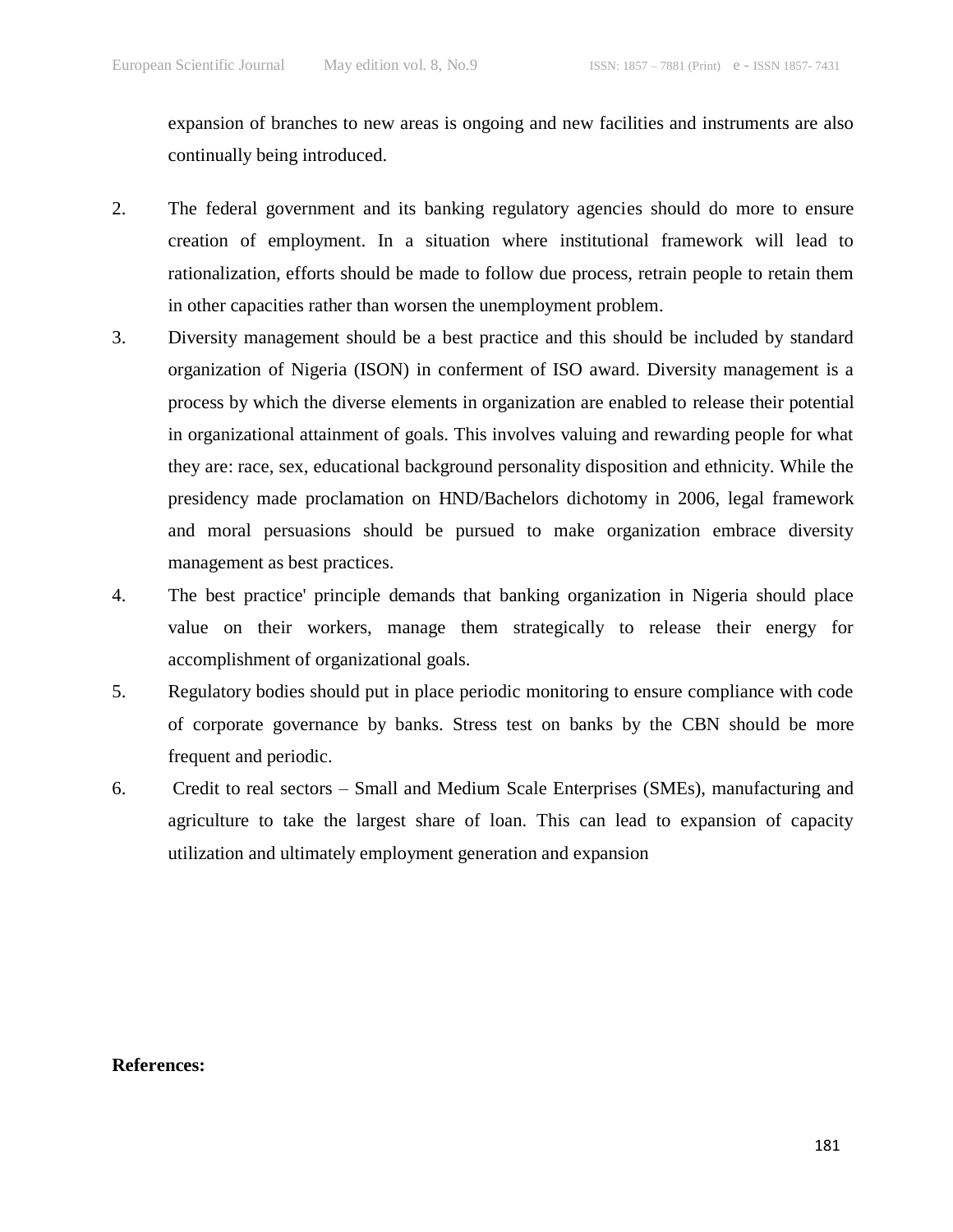expansion of branches to new areas is ongoing and new facilities and instruments are also continually being introduced.

2. The federal government and its banking regulatory agencies should do more to ensure creation of employment. In a situation where institutional framework will lead to rationalization, efforts should be made to follow due process, retrain people to retain them in other capacities rather than worsen the unemployment problem.
3. Diversity management should be a best practice and this should be included by standard organization of Nigeria (ISON) in conferment of ISO award. Diversity management is a process by which the diverse elements in organization are enabled to release their potential in organizational attainment of goals. This involves valuing and rewarding people for what they are: race, sex, educational background personality disposition and ethnicity. While the presidency made proclamation on HND/Bachelors dichotomy in 2006, legal framework and moral persuasions should be pursued to make organization embrace diversity management as best practices.
4. The best practice' principle demands that banking organization in Nigeria should place value on their workers, manage them strategically to release their energy for accomplishment of organizational goals.
5. Regulatory bodies should put in place periodic monitoring to ensure compliance with code of corporate governance by banks. Stress test on banks by the CBN should be more frequent and periodic.
6. Credit to real sectors – Small and Medium Scale Enterprises (SMEs), manufacturing and agriculture to take the largest share of loan. This can lead to expansion of capacity utilization and ultimately employment generation and expansion

**References:**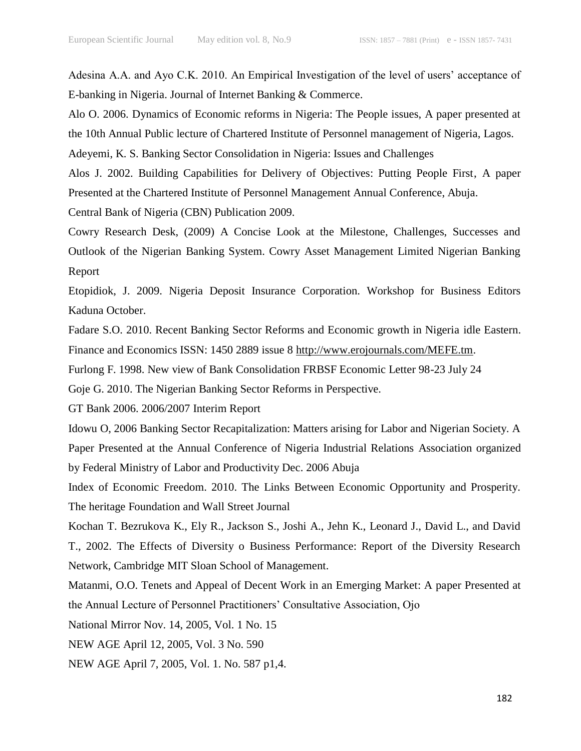Adesina A.A. and Ayo C.K. 2010. An Empirical Investigation of the level of users' acceptance of E-banking in Nigeria. Journal of Internet Banking & Commerce.

Alo O. 2006. Dynamics of Economic reforms in Nigeria: The People issues, A paper presented at the 10th Annual Public lecture of Chartered Institute of Personnel management of Nigeria, Lagos.

Adeyemi, K. S. Banking Sector Consolidation in Nigeria: Issues and Challenges

Alos J. 2002. Building Capabilities for Delivery of Objectives: Putting People First, A paper Presented at the Chartered Institute of Personnel Management Annual Conference, Abuja.

Central Bank of Nigeria (CBN) Publication 2009.

Cowry Research Desk, (2009) A Concise Look at the Milestone, Challenges, Successes and Outlook of the Nigerian Banking System. Cowry Asset Management Limited Nigerian Banking Report

Etopidiok, J. 2009. Nigeria Deposit Insurance Corporation. Workshop for Business Editors Kaduna October.

Fadare S.O. 2010. Recent Banking Sector Reforms and Economic growth in Nigeria idle Eastern. Finance and Economics ISSN: 1450 2889 issue 8 http://www.erojournals.com/MEFE.tm.

Furlong F. 1998. New view of Bank Consolidation FRBSF Economic Letter 98-23 July 24

Goje G. 2010. The Nigerian Banking Sector Reforms in Perspective.

GT Bank 2006. 2006/2007 Interim Report

Idowu O, 2006 Banking Sector Recapitalization: Matters arising for Labor and Nigerian Society. A Paper Presented at the Annual Conference of Nigeria Industrial Relations Association organized by Federal Ministry of Labor and Productivity Dec. 2006 Abuja

Index of Economic Freedom. 2010. The Links Between Economic Opportunity and Prosperity. The heritage Foundation and Wall Street Journal

Kochan T. Bezrukova K., Ely R., Jackson S., Joshi A., Jehn K., Leonard J., David L., and David T., 2002. The Effects of Diversity o Business Performance: Report of the Diversity Research Network, Cambridge MIT Sloan School of Management.

Matanmi, O.O. Tenets and Appeal of Decent Work in an Emerging Market: A paper Presented at the Annual Lecture of Personnel Practitioners' Consultative Association, Ojo

National Mirror Nov. 14, 2005, Vol. 1 No. 15

NEW AGE April 12, 2005, Vol. 3 No. 590

NEW AGE April 7, 2005, Vol. 1. No. 587 p1,4.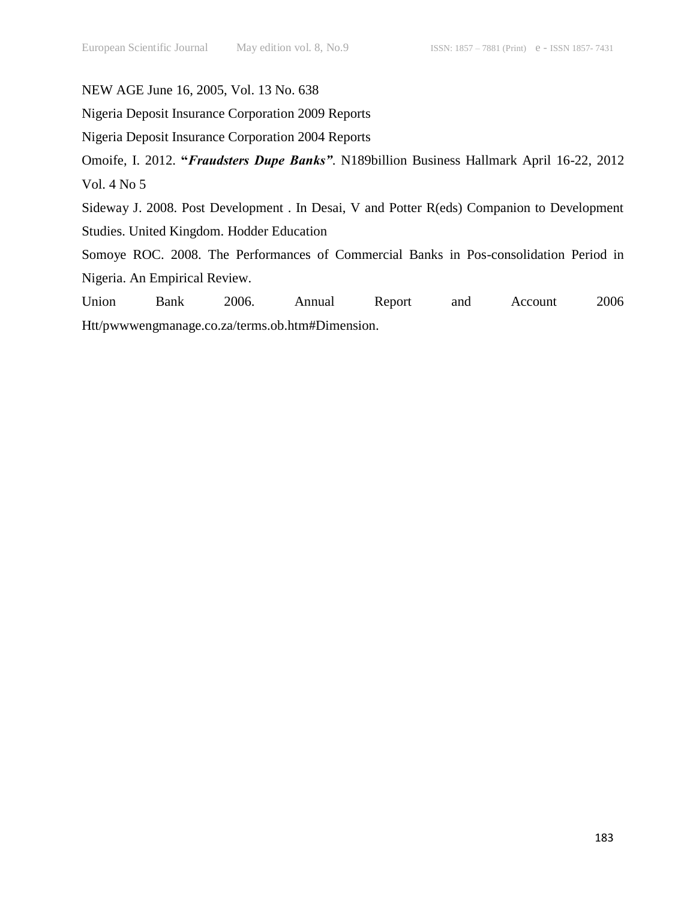NEW AGE June 16, 2005, Vol. 13 No. 638

Nigeria Deposit Insurance Corporation 2009 Reports

Nigeria Deposit Insurance Corporation 2004 Reports

Omoife, I. 2012. **"*Fraudsters Dupe Banks"*.** N189billion Business Hallmark April 16-22, 2012 Vol. 4 No 5

Sideway J. 2008. Post Development . In Desai, V and Potter R(eds) Companion to Development Studies. United Kingdom. Hodder Education

Somoye ROC. 2008. The Performances of Commercial Banks in Pos-consolidation Period in Nigeria. An Empirical Review.

Union Bank 2006. Annual Report and Account 2006 Htt/pwwwengmanage.co.za/terms.ob.htm#Dimension.